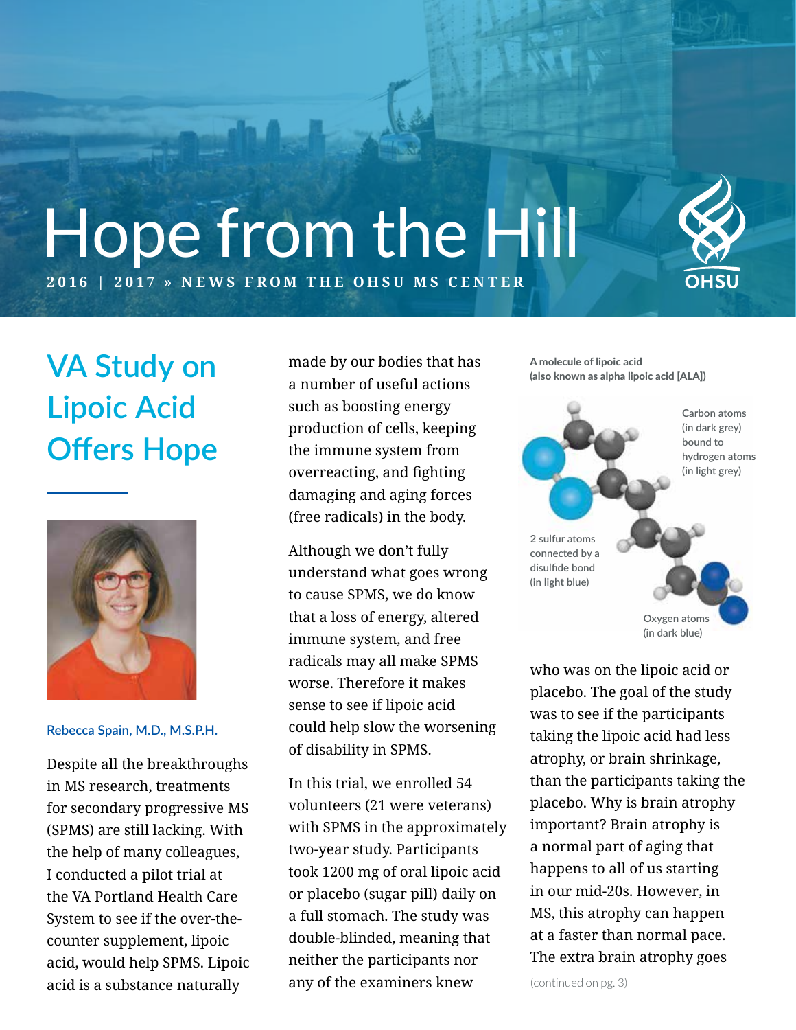# Hope from the Hill

**2016 | 2017 » NEWS FROM THE OHSU MS CENTER**

## VA Study on Lipoic Acid Offers Hope

Rebecca Spain, M.D., M.S.P.H.

Despite all the breakthroughs in MS research, treatments for secondary progressive MS (SPMS) are still lacking. With the help of many colleagues, I conducted a pilot trial at the VA Portland Health Care System to see if the over-the-counter supplement, lipoic acid, would help SPMS. Lipoic acid is a substance naturally made by our bodies that has a number of useful actions such as boosting energy production of cells, keeping the immune system from overreacting, and fighting damaging and aging forces (free radicals) in the body.

Although we don't fully understand what goes wrong to cause SPMS, we do know that a loss of energy, altered immune system, and free radicals may all make SPMS worse. Therefore it makes sense to see if lipoic acid could help slow the worsening of disability in SPMS.

In this trial, we enrolled 54 volunteers (21 were veterans) with SPMS in the approximately two-year study. Participants took 1200 mg of oral lipoic acid or placebo (sugar pill) daily on a full stomach. The study was double-blinded, meaning that neither the participants nor any of the examiners knew who was on the lipoic acid or placebo. The goal of the study was to see if the participants taking the lipoic acid had less atrophy, or brain shrinkage, than the participants taking the placebo. Why is brain atrophy important? Brain atrophy is a normal part of aging that happens to all of us starting in our mid-20s. However, in MS, this atrophy can happen at a faster than normal pace. The extra brain atrophy goes

(continued on pg. 3)

**A molecule of lipoic acid (also known as alpha lipoic acid [ALA])**

Carbon atoms (in dark grey) bound to hydrogen atoms (in light grey)

2 sulfur atoms connected by a disulfide bond (in light blue)

Oxygen atoms (in dark blue)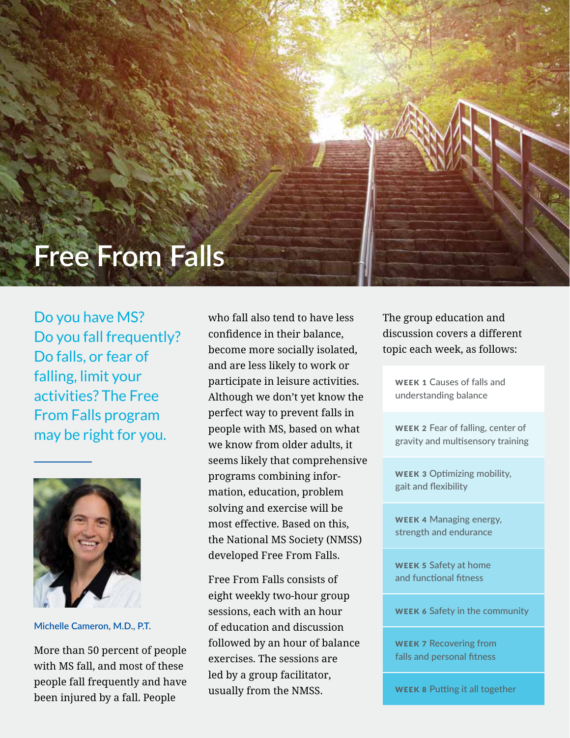# Free From Falls

Do you have MS? Do you fall frequently? Do falls, or fear of falling, limit your activities? The Free From Falls program may be right for you.

Michelle Cameron, M.D., P.T.

More than 50 percent of people with MS fall, and most of these people fall frequently and have been injured by a fall. People who fall also tend to have less confidence in their balance, become more socially isolated, and are less likely to work or participate in leisure activities. Although we don't yet know the perfect way to prevent falls in people with MS, based on what we know from older adults, it seems likely that comprehensive programs combining information, education, problem solving and exercise will be most effective. Based on this, the National MS Society (NMSS) developed Free From Falls.

Free From Falls consists of eight weekly two-hour group sessions, each with an hour of education and discussion followed by an hour of balance exercises. The sessions are led by a group facilitator, usually from the NMSS.

The group education and discussion covers a different topic each week, as follows:

- **WEEK 1** Causes of falls and understanding balance
- **WEEK 2** Fear of falling, center of gravity and multisensory training
- **WEEK 3** Optimizing mobility, gait and flexibility
- **WEEK 4** Managing energy, strength and endurance
- **WEEK 5** Safety at home and functional fitness
- **WEEK 6** Safety in the community
- **WEEK 7** Recovering from falls and personal fitness
- **WEEK 8** Putting it all together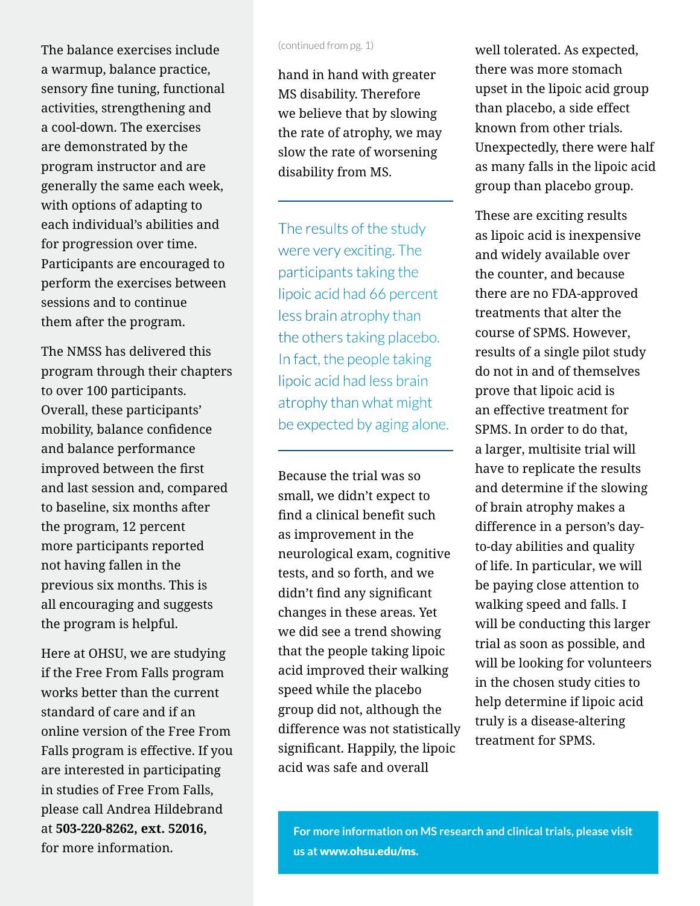The balance exercises include a warmup, balance practice, sensory fine tuning, functional activities, strengthening and a cool-down. The exercises are demonstrated by the program instructor and are generally the same each week, with options of adapting to each individual's abilities and for progression over time. Participants are encouraged to perform the exercises between sessions and to continue them after the program.

The NMSS has delivered this program through their chapters to over 100 participants. Overall, these participants' mobility, balance confidence and balance performance improved between the first and last session and, compared to baseline, six months after the program, 12 percent more participants reported not having fallen in the previous six months. This is all encouraging and suggests the program is helpful.

Here at OHSU, we are studying if the Free From Falls program works better than the current standard of care and if an online version of the Free From Falls program is effective. If you are interested in participating in studies of Free From Falls, please call Andrea Hildebrand at **503-220-8262, ext. 52016,** for more information.

(continued from pg. 1)

hand in hand with greater MS disability. Therefore we believe that by slowing the rate of atrophy, we may slow the rate of worsening disability from MS.

> The results of the study were very exciting. The participants taking the lipoic acid had 66 percent less brain atrophy than the others taking placebo. In fact, the people taking lipoic acid had less brain atrophy than what might be expected by aging alone.

Because the trial was so small, we didn't expect to find a clinical benefit such as improvement in the neurological exam, cognitive tests, and so forth, and we didn't find any significant changes in these areas. Yet we did see a trend showing that the people taking lipoic acid improved their walking speed while the placebo group did not, although the difference was not statistically significant. Happily, the lipoic acid was safe and overall well tolerated. As expected, there was more stomach upset in the lipoic acid group than placebo, a side effect known from other trials. Unexpectedly, there were half as many falls in the lipoic acid group than placebo group.

These are exciting results as lipoic acid is inexpensive and widely available over the counter, and because there are no FDA-approved treatments that alter the course of SPMS. However, results of a single pilot study do not in and of themselves prove that lipoic acid is an effective treatment for SPMS. In order to do that, a larger, multisite trial will have to replicate the results and determine if the slowing of brain atrophy makes a difference in a person's day-to-day abilities and quality of life. In particular, we will be paying close attention to walking speed and falls. I will be conducting this larger trial as soon as possible, and will be looking for volunteers in the chosen study cities to help determine if lipoic acid truly is a disease-altering treatment for SPMS.

**For more information on MS research and clinical trials, please visit us at www.ohsu.edu/ms.**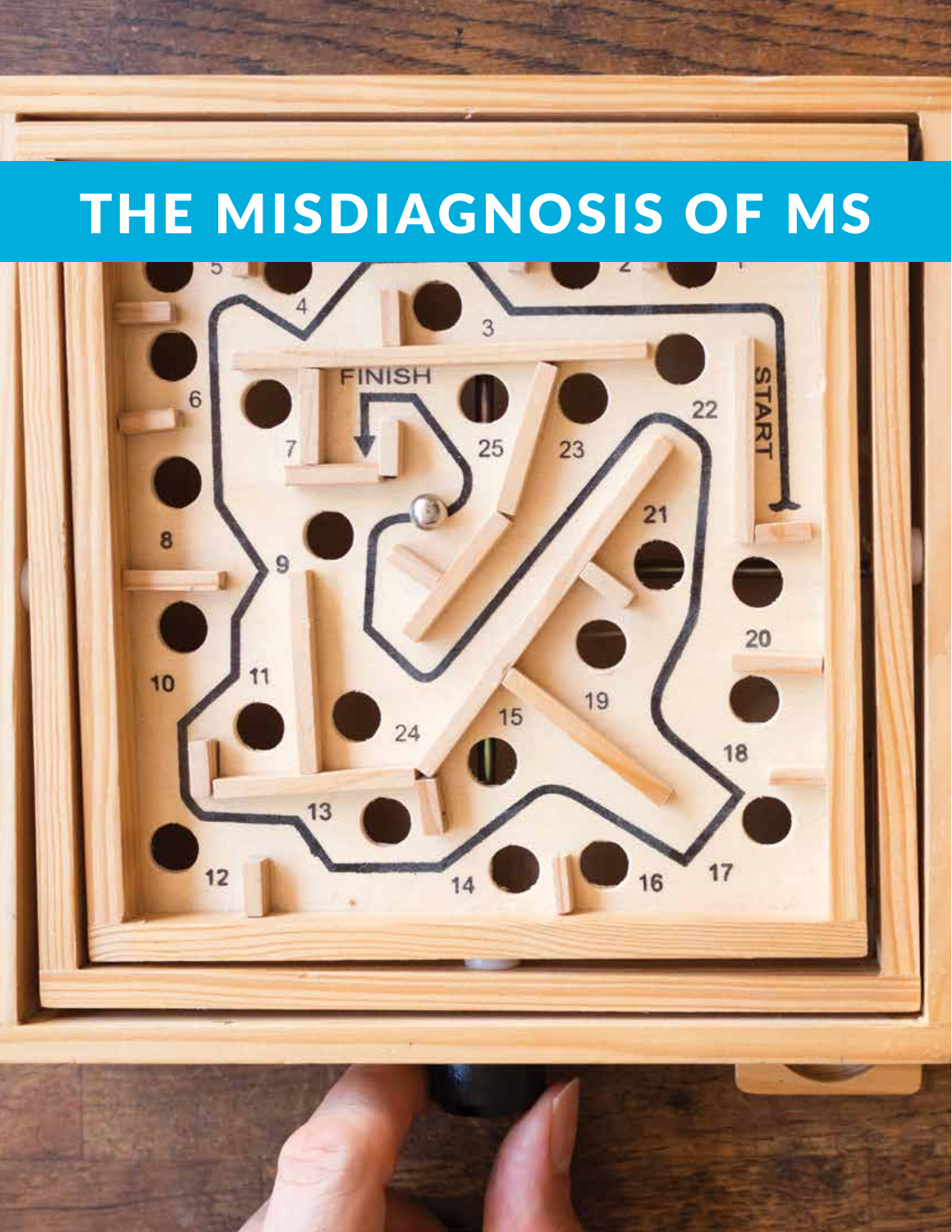# THE MISDIAGNOSIS OF MS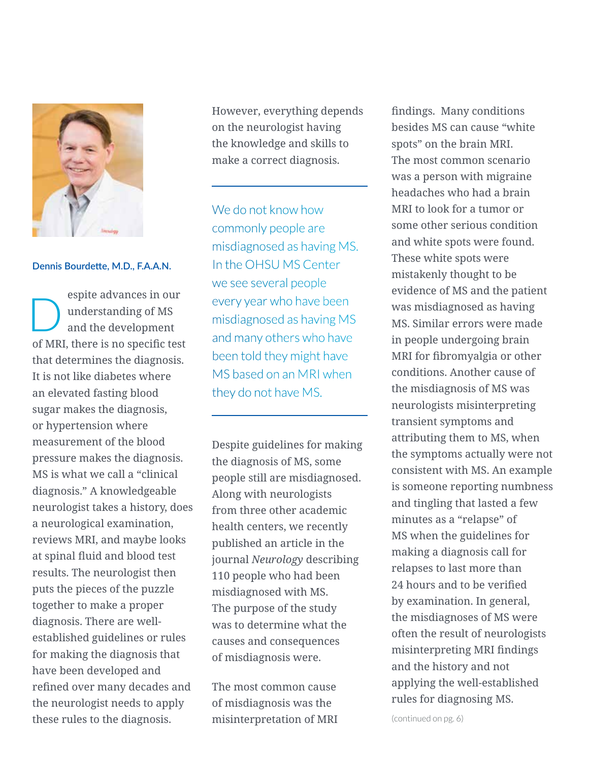**Dennis Bourdette, M.D., F.A.A.N.**

Despite advances in our understanding of MS and the development of MRI, there is no specific test that determines the diagnosis. It is not like diabetes where an elevated fasting blood sugar makes the diagnosis, or hypertension where measurement of the blood pressure makes the diagnosis. MS is what we call a "clinical diagnosis." A knowledgeable neurologist takes a history, does a neurological examination, reviews MRI, and maybe looks at spinal fluid and blood test results. The neurologist then puts the pieces of the puzzle together to make a proper diagnosis. There are well-established guidelines or rules for making the diagnosis that have been developed and refined over many decades and the neurologist needs to apply these rules to the diagnosis. However, everything depends on the neurologist having the knowledge and skills to make a correct diagnosis.

---

We do not know how commonly people are misdiagnosed as having MS. In the OHSU MS Center we see several people every year who have been misdiagnosed as having MS and many others who have been told they might have MS based on an MRI when they do not have MS.

---

Despite guidelines for making the diagnosis of MS, some people still are misdiagnosed. Along with neurologists from three other academic health centers, we recently published an article in the journal *Neurology* describing 110 people who had been misdiagnosed with MS. The purpose of the study was to determine what the causes and consequences of misdiagnosis were.

The most common cause of misdiagnosis was the misinterpretation of MRI findings. Many conditions besides MS can cause "white spots" on the brain MRI. The most common scenario was a person with migraine headaches who had a brain MRI to look for a tumor or some other serious condition and white spots were found. These white spots were mistakenly thought to be evidence of MS and the patient was misdiagnosed as having MS. Similar errors were made in people undergoing brain MRI for fibromyalgia or other conditions. Another cause of the misdiagnosis of MS was neurologists misinterpreting transient symptoms and attributing them to MS, when the symptoms actually were not consistent with MS. An example is someone reporting numbness and tingling that lasted a few minutes as a "relapse" of MS when the guidelines for making a diagnosis call for relapses to last more than 24 hours and to be verified by examination. In general, the misdiagnoses of MS were often the result of neurologists misinterpreting MRI findings and the history and not applying the well-established rules for diagnosing MS.

(continued on pg. 6)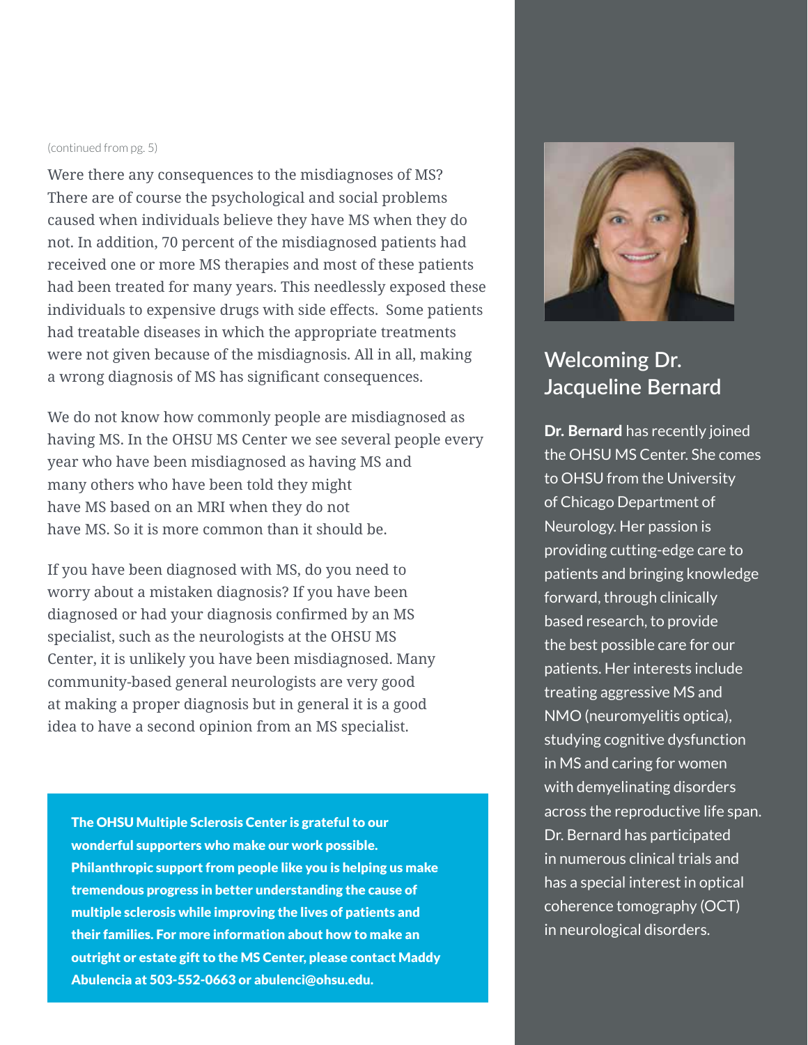(continued from pg. 5)

Were there any consequences to the misdiagnoses of MS? There are of course the psychological and social problems caused when individuals believe they have MS when they do not. In addition, 70 percent of the misdiagnosed patients had received one or more MS therapies and most of these patients had been treated for many years. This needlessly exposed these individuals to expensive drugs with side effects. Some patients had treatable diseases in which the appropriate treatments were not given because of the misdiagnosis. All in all, making a wrong diagnosis of MS has significant consequences.

We do not know how commonly people are misdiagnosed as having MS. In the OHSU MS Center we see several people every year who have been misdiagnosed as having MS and many others who have been told they might have MS based on an MRI when they do not have MS. So it is more common than it should be.

If you have been diagnosed with MS, do you need to worry about a mistaken diagnosis? If you have been diagnosed or had your diagnosis confirmed by an MS specialist, such as the neurologists at the OHSU MS Center, it is unlikely you have been misdiagnosed. Many community-based general neurologists are very good at making a proper diagnosis but in general it is a good idea to have a second opinion from an MS specialist.

**The OHSU Multiple Sclerosis Center is grateful to our wonderful supporters who make our work possible. Philanthropic support from people like you is helping us make tremendous progress in better understanding the cause of multiple sclerosis while improving the lives of patients and their families. For more information about how to make an outright or estate gift to the MS Center, please contact Maddy Abulencia at 503-552-0663 or abulenci@ohsu.edu.**

## Welcoming Dr. Jacqueline Bernard

**Dr. Bernard** has recently joined the OHSU MS Center. She comes to OHSU from the University of Chicago Department of Neurology. Her passion is providing cutting-edge care to patients and bringing knowledge forward, through clinically based research, to provide the best possible care for our patients. Her interests include treating aggressive MS and NMO (neuromyelitis optica), studying cognitive dysfunction in MS and caring for women with demyelinating disorders across the reproductive life span. Dr. Bernard has participated in numerous clinical trials and has a special interest in optical coherence tomography (OCT) in neurological disorders.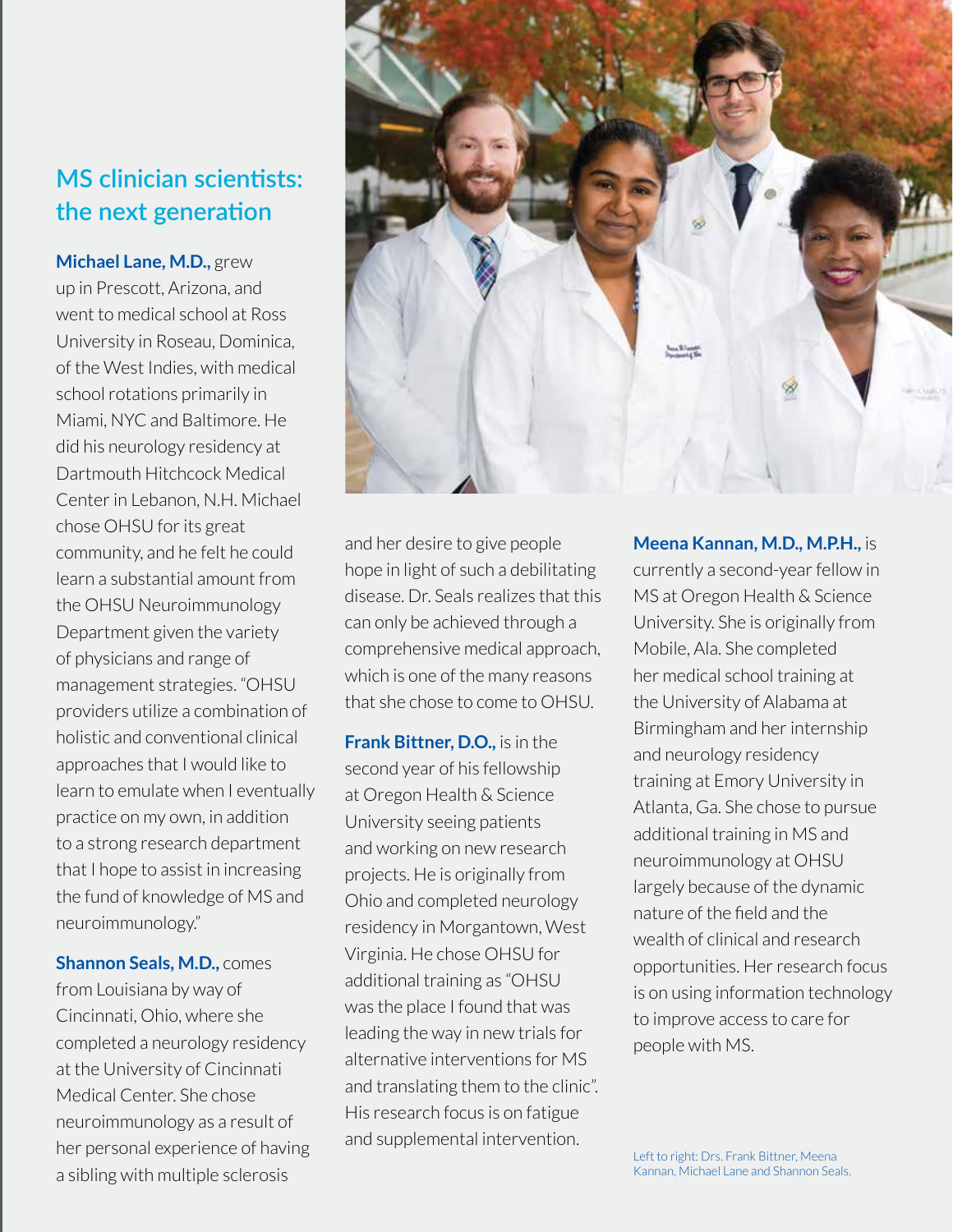## MS clinician scientists: the next generation

**Michael Lane, M.D.,** grew up in Prescott, Arizona, and went to medical school at Ross University in Roseau, Dominica, of the West Indies, with medical school rotations primarily in Miami, NYC and Baltimore. He did his neurology residency at Dartmouth Hitchcock Medical Center in Lebanon, N.H. Michael chose OHSU for its great community, and he felt he could learn a substantial amount from the OHSU Neuroimmunology Department given the variety of physicians and range of management strategies. "OHSU providers utilize a combination of holistic and conventional clinical approaches that I would like to learn to emulate when I eventually practice on my own, in addition to a strong research department that I hope to assist in increasing the fund of knowledge of MS and neuroimmunology."

**Shannon Seals, M.D.,** comes from Louisiana by way of Cincinnati, Ohio, where she completed a neurology residency at the University of Cincinnati Medical Center. She chose neuroimmunology as a result of her personal experience of having a sibling with multiple sclerosis and her desire to give people hope in light of such a debilitating disease. Dr. Seals realizes that this can only be achieved through a comprehensive medical approach, which is one of the many reasons that she chose to come to OHSU.

**Frank Bittner, D.O.,** is in the second year of his fellowship at Oregon Health & Science University seeing patients and working on new research projects. He is originally from Ohio and completed neurology residency in Morgantown, West Virginia. He chose OHSU for additional training as "OHSU was the place I found that was leading the way in new trials for alternative interventions for MS and translating them to the clinic". His research focus is on fatigue and supplemental intervention.

**Meena Kannan, M.D., M.P.H.,** is currently a second-year fellow in MS at Oregon Health & Science University. She is originally from Mobile, Ala. She completed her medical school training at the University of Alabama at Birmingham and her internship and neurology residency training at Emory University in Atlanta, Ga. She chose to pursue additional training in MS and neuroimmunology at OHSU largely because of the dynamic nature of the field and the wealth of clinical and research opportunities. Her research focus is on using information technology to improve access to care for people with MS.

Left to right: Drs. Frank Bittner, Meena Kannan, Michael Lane and Shannon Seals.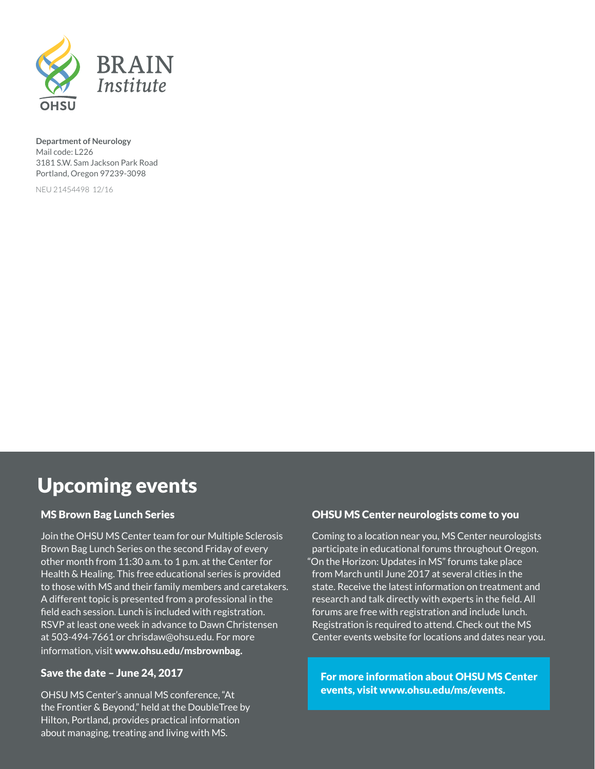BRAIN
*Institute*

OHSU

**Department of Neurology**
Mail code: L226
3181 S.W. Sam Jackson Park Road
Portland, Oregon 97239-3098

NEU 21454498 12/16

# Upcoming events

## MS Brown Bag Lunch Series

Join the OHSU MS Center team for our Multiple Sclerosis Brown Bag Lunch Series on the second Friday of every other month from 11:30 a.m. to 1 p.m. at the Center for Health & Healing. This free educational series is provided to those with MS and their family members and caretakers. A different topic is presented from a professional in the field each session. Lunch is included with registration. RSVP at least one week in advance to Dawn Christensen at 503-494-7661 or chrisdaw@ohsu.edu. For more information, visit **www.ohsu.edu/msbrownbag.**

## Save the date – June 24, 2017

OHSU MS Center's annual MS conference, "At the Frontier & Beyond," held at the DoubleTree by Hilton, Portland, provides practical information about managing, treating and living with MS.

## OHSU MS Center neurologists come to you

Coming to a location near you, MS Center neurologists participate in educational forums throughout Oregon. "On the Horizon: Updates in MS" forums take place from March until June 2017 at several cities in the state. Receive the latest information on treatment and research and talk directly with experts in the field. All forums are free with registration and include lunch. Registration is required to attend. Check out the MS Center events website for locations and dates near you.

**For more information about OHSU MS Center events, visit www.ohsu.edu/ms/events.**